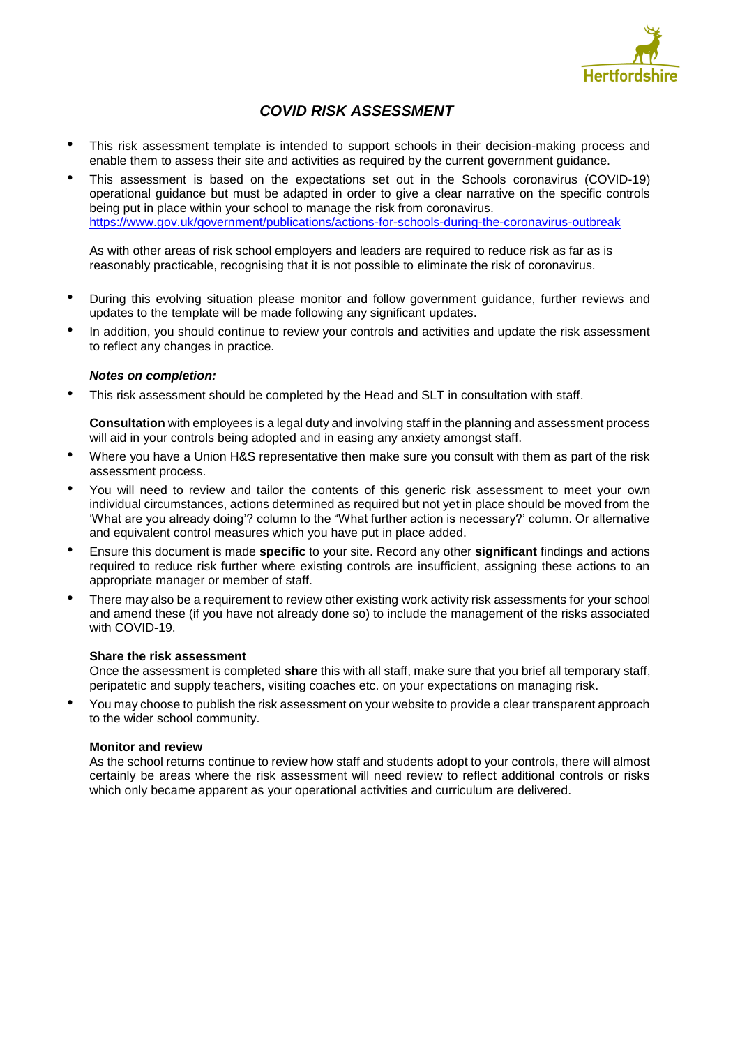# *COVID RISK ASSESSMENT*

- This risk assessment template is intended to support schools in their decision-making process and enable them to assess their site and activities as required by the current government guidance.
- This assessment is based on the expectations set out in the Schools coronavirus (COVID-19) operational guidance but must be adapted in order to give a clear narrative on the specific controls being put in place within your school to manage the risk from coronavirus. https://www.gov.uk/government/publications/actions-for-schools-during-the-coronavirus-outbreak

  As with other areas of risk school employers and leaders are required to reduce risk as far as is reasonably practicable, recognising that it is not possible to eliminate the risk of coronavirus.

- During this evolving situation please monitor and follow government guidance, further reviews and updates to the template will be made following any significant updates.
- In addition, you should continue to review your controls and activities and update the risk assessment to reflect any changes in practice.

***Notes on completion:***

- This risk assessment should be completed by the Head and SLT in consultation with staff.

  **Consultation** with employees is a legal duty and involving staff in the planning and assessment process will aid in your controls being adopted and in easing any anxiety amongst staff.

- Where you have a Union H&S representative then make sure you consult with them as part of the risk assessment process.
- You will need to review and tailor the contents of this generic risk assessment to meet your own individual circumstances, actions determined as required but not yet in place should be moved from the 'What are you already doing'? column to the "What further action is necessary?' column. Or alternative and equivalent control measures which you have put in place added.
- Ensure this document is made **specific** to your site. Record any other **significant** findings and actions required to reduce risk further where existing controls are insufficient, assigning these actions to an appropriate manager or member of staff.
- There may also be a requirement to review other existing work activity risk assessments for your school and amend these (if you have not already done so) to include the management of the risks associated with COVID-19.

**Share the risk assessment**

Once the assessment is completed **share** this with all staff, make sure that you brief all temporary staff, peripatetic and supply teachers, visiting coaches etc. on your expectations on managing risk.

- You may choose to publish the risk assessment on your website to provide a clear transparent approach to the wider school community.

**Monitor and review**

As the school returns continue to review how staff and students adopt to your controls, there will almost certainly be areas where the risk assessment will need review to reflect additional controls or risks which only became apparent as your operational activities and curriculum are delivered.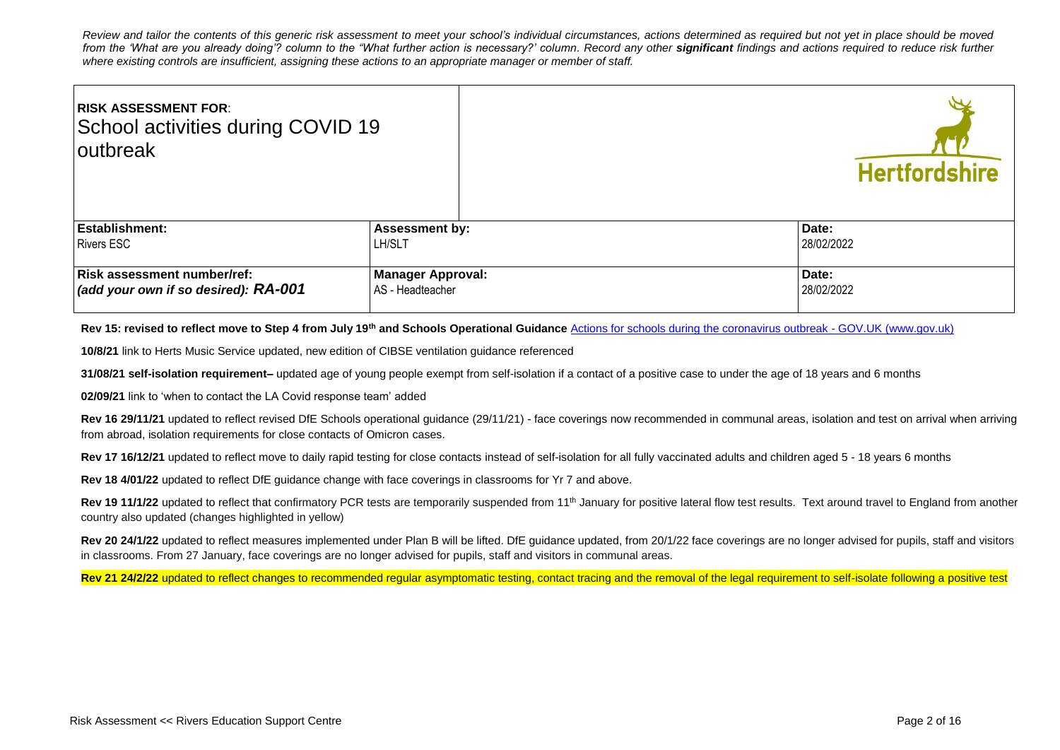*Review and tailor the contents of this generic risk assessment to meet your school's individual circumstances, actions determined as required but not yet in place should be moved from the 'What are you already doing'? column to the "What further action is necessary?' column. Record any other **significant** findings and actions required to reduce risk further where existing controls are insufficient, assigning these actions to an appropriate manager or member of staff.*

| **RISK ASSESSMENT FOR**: School activities during COVID 19 outbreak | | Hertfordshire |
|---|---|---|
| **Establishment:** Rivers ESC | **Assessment by:** LH/SLT | **Date:** 28/02/2022 |
| **Risk assessment number/ref: (add your own if so desired): *RA-001*** | **Manager Approval:** AS - Headteacher | **Date:** 28/02/2022 |

**Rev 15: revised to reflect move to Step 4 from July 19th and Schools Operational Guidance** [Actions for schools during the coronavirus outbreak - GOV.UK (www.gov.uk)]

**10/8/21** link to Herts Music Service updated, new edition of CIBSE ventilation guidance referenced

**31/08/21 self-isolation requirement–** updated age of young people exempt from self-isolation if a contact of a positive case to under the age of 18 years and 6 months

**02/09/21** link to 'when to contact the LA Covid response team' added

**Rev 16 29/11/21** updated to reflect revised DfE Schools operational guidance (29/11/21) - face coverings now recommended in communal areas, isolation and test on arrival when arriving from abroad, isolation requirements for close contacts of Omicron cases.

**Rev 17 16/12/21** updated to reflect move to daily rapid testing for close contacts instead of self-isolation for all fully vaccinated adults and children aged 5 - 18 years 6 months

**Rev 18 4/01/22** updated to reflect DfE guidance change with face coverings in classrooms for Yr 7 and above.

**Rev 19 11/1/22** updated to reflect that confirmatory PCR tests are temporarily suspended from 11th January for positive lateral flow test results. Text around travel to England from another country also updated (changes highlighted in yellow)

**Rev 20 24/1/22** updated to reflect measures implemented under Plan B will be lifted. DfE guidance updated, from 20/1/22 face coverings are no longer advised for pupils, staff and visitors in classrooms. From 27 January, face coverings are no longer advised for pupils, staff and visitors in communal areas.

**Rev 21 24/2/22** updated to reflect changes to recommended regular asymptomatic testing, contact tracing and the removal of the legal requirement to self-isolate following a positive test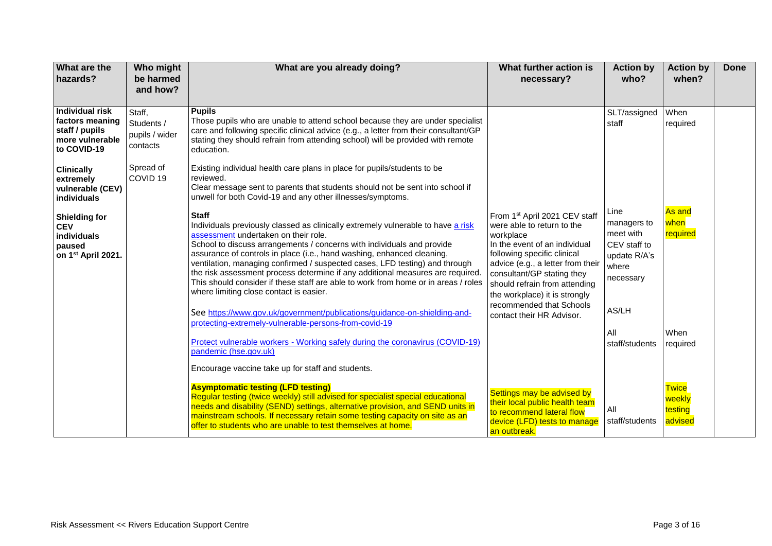| What are the hazards? | Who might be harmed and how? | What are you already doing? | What further action is necessary? | Action by who? | Action by when? | Done |
|---|---|---|---|---|---|---|
| **Individual risk factors meaning staff / pupils more vulnerable to COVID-19**<br><br>**Clinically extremely vulnerable (CEV) individuals**<br><br>**Shielding for CEV individuals paused on 1st April 2021.** | Staff, Students / pupils / wider contacts<br><br>Spread of COVID 19 | **Pupils**<br>Those pupils who are unable to attend school because they are under specialist care and following specific clinical advice (e.g., a letter from their consultant/GP stating they should refrain from attending school) will be provided with remote education.<br><br>Existing individual health care plans in place for pupils/students to be reviewed.<br>Clear message sent to parents that students should not be sent into school if unwell for both Covid-19 and any other illnesses/symptoms. | | SLT/assigned staff | When required | |
| | | **Staff**<br>Individuals previously classed as clinically extremely vulnerable to have a risk assessment undertaken on their role.<br>School to discuss arrangements / concerns with individuals and provide assurance of controls in place (i.e., hand washing, enhanced cleaning, ventilation, managing confirmed / suspected cases, LFD testing) and through the risk assessment process determine if any additional measures are required. This should consider if these staff are able to work from home or in areas / roles where limiting close contact is easier.<br><br>See https://www.gov.uk/government/publications/guidance-on-shielding-and-protecting-extremely-vulnerable-persons-from-covid-19<br><br>Protect vulnerable workers - Working safely during the coronavirus (COVID-19) pandemic (hse.gov.uk)<br><br>Encourage vaccine take up for staff and students. | From 1st April 2021 CEV staff were able to return to the workplace<br>In the event of an individual following specific clinical advice (e.g., a letter from their consultant/GP stating they should refrain from attending the workplace) it is strongly recommended that Schools contact their HR Advisor. | Line managers to meet with CEV staff to update R/A's where necessary<br><br>AS/LH<br><br>All staff/students | As and when required<br><br><br><br><br>When required | |
| | | **Asymptomatic testing (LFD testing)**<br>Regular testing (twice weekly) still advised for specialist special educational needs and disability (SEND) settings, alternative provision, and SEND units in mainstream schools. If necessary retain some testing capacity on site as an offer to students who are unable to test themselves at home. | Settings may be advised by their local public health team to recommend lateral flow device (LFD) tests to manage an outbreak. | All staff/students | Twice weekly testing advised | |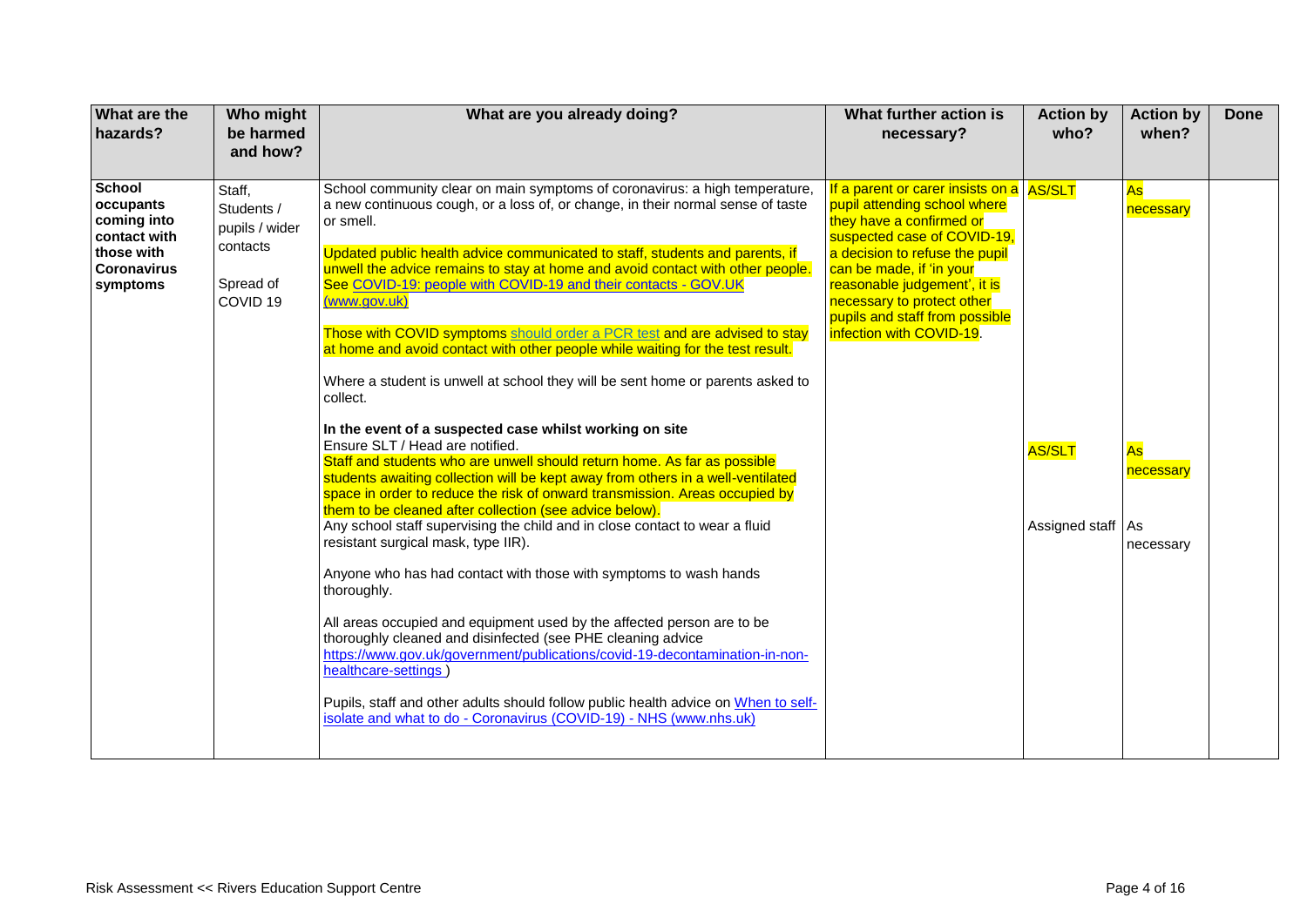| What are the hazards? | Who might be harmed and how? | What are you already doing? | What further action is necessary? | Action by who? | Action by when? | Done |
|---|---|---|---|---|---|---|
| **School occupants coming into contact with those with Coronavirus symptoms** | Staff, Students / pupils / wider contacts<br><br>Spread of COVID 19 | School community clear on main symptoms of coronavirus: a high temperature, a new continuous cough, or a loss of, or change, in their normal sense of taste or smell.<br><br>Updated public health advice communicated to staff, students and parents, if unwell the advice remains to stay at home and avoid contact with other people. See [COVID-19: people with COVID-19 and their contacts - GOV.UK (www.gov.uk)]<br><br>Those with COVID symptoms [should order a PCR test] and are advised to stay at home and avoid contact with other people while waiting for the test result.<br><br>Where a student is unwell at school they will be sent home or parents asked to collect.<br><br>**In the event of a suspected case whilst working on site**<br>Ensure SLT / Head are notified.<br>Staff and students who are unwell should return home. As far as possible students awaiting collection will be kept away from others in a well-ventilated space in order to reduce the risk of onward transmission. Areas occupied by them to be cleaned after collection (see advice below).<br>Any school staff supervising the child and in close contact to wear a fluid resistant surgical mask, type IIR).<br><br>Anyone who has had contact with those with symptoms to wash hands thoroughly.<br><br>All areas occupied and equipment used by the affected person are to be thoroughly cleaned and disinfected (see PHE cleaning advice https://www.gov.uk/government/publications/covid-19-decontamination-in-non-healthcare-settings )<br><br>Pupils, staff and other adults should follow public health advice on [When to self-isolate and what to do - Coronavirus (COVID-19) - NHS (www.nhs.uk)] | If a parent or carer insists on a pupil attending school where they have a confirmed or suspected case of COVID-19, a decision to refuse the pupil can be made, if 'in your reasonable judgement', it is necessary to protect other pupils and staff from possible infection with COVID-19. | AS/SLT<br><br>AS/SLT<br><br>Assigned staff | As necessary<br><br>As necessary<br><br>As necessary | |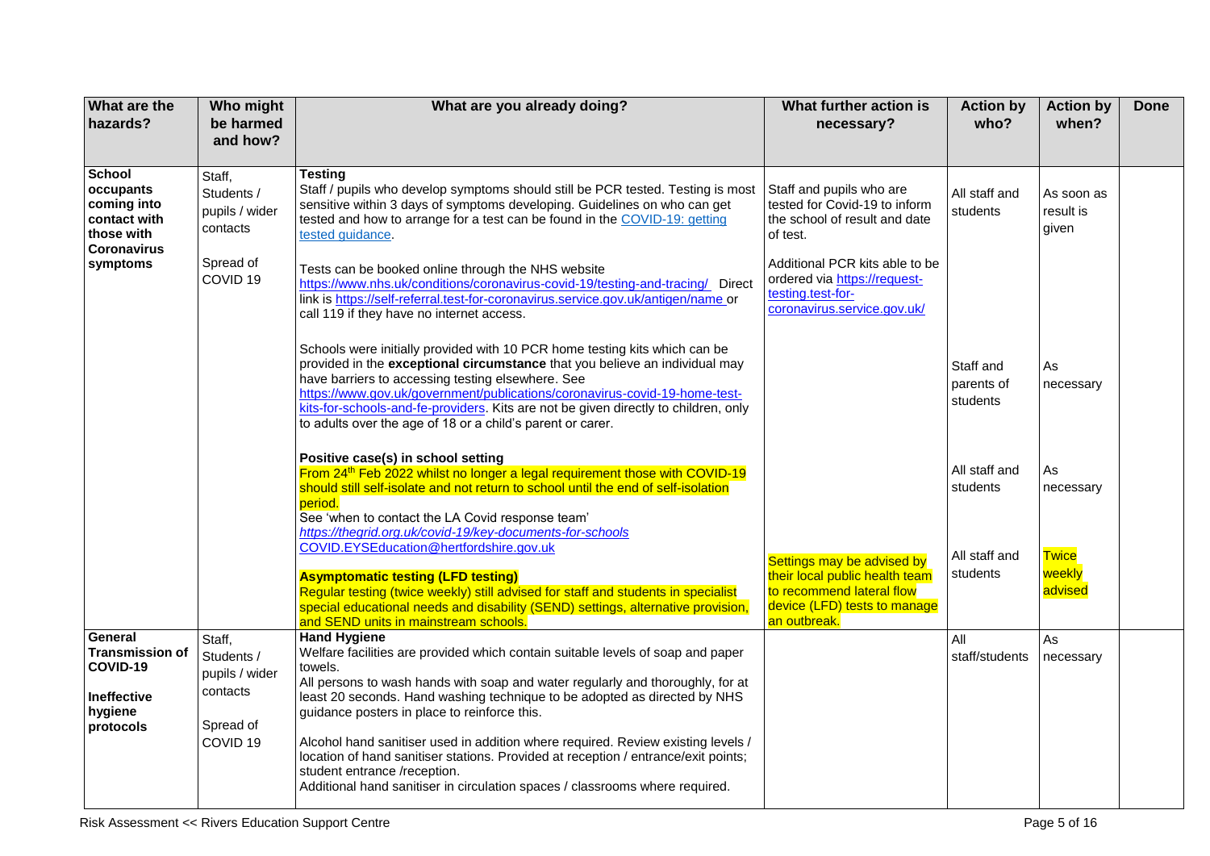| What are the hazards? | Who might be harmed and how? | What are you already doing? | What further action is necessary? | Action by who? | Action by when? | Done |
|---|---|---|---|---|---|---|
| **School occupants coming into contact with those with Coronavirus symptoms** | Staff, Students / pupils / wider contacts<br><br>Spread of COVID 19 | **Testing**<br>Staff / pupils who develop symptoms should still be PCR tested. Testing is most sensitive within 3 days of symptoms developing. Guidelines on who can get tested and how to arrange for a test can be found in the [COVID-19: getting tested guidance](COVID-19: getting tested guidance).<br><br>Tests can be booked online through the NHS website https://www.nhs.uk/conditions/coronavirus-covid-19/testing-and-tracing/ Direct link is https://self-referral.test-for-coronavirus.service.gov.uk/antigen/name or call 119 if they have no internet access. | Staff and pupils who are tested for Covid-19 to inform the school of result and date of test.<br><br>Additional PCR kits able to be ordered via https://request-testing.test-for-coronavirus.service.gov.uk/ | All staff and students | As soon as result is given | |
| | | Schools were initially provided with 10 PCR home testing kits which can be provided in the **exceptional circumstance** that you believe an individual may have barriers to accessing testing elsewhere. See https://www.gov.uk/government/publications/coronavirus-covid-19-home-test-kits-for-schools-and-fe-providers. Kits are not be given directly to children, only to adults over the age of 18 or a child's parent or carer. | | Staff and parents of students | As necessary | |
| | | **Positive case(s) in school setting**<br>From 24th Feb 2022 whilst no longer a legal requirement those with COVID-19 should still self-isolate and not return to school until the end of self-isolation period.<br>See 'when to contact the LA Covid response team'<br>*https://thegrid.org.uk/covid-19/key-documents-for-schools*<br>COVID.EYSEducation@hertfordshire.gov.uk | | All staff and students | As necessary | |
| | | **Asymptomatic testing (LFD testing)**<br>Regular testing (twice weekly) still advised for staff and students in specialist special educational needs and disability (SEND) settings, alternative provision, and SEND units in mainstream schools. | Settings may be advised by their local public health team to recommend lateral flow device (LFD) tests to manage an outbreak. | All staff and students | Twice weekly advised | |
| **General Transmission of COVID-19**<br><br>**Ineffective hygiene protocols** | Staff, Students / pupils / wider contacts<br><br>Spread of COVID 19 | **Hand Hygiene**<br>Welfare facilities are provided which contain suitable levels of soap and paper towels.<br>All persons to wash hands with soap and water regularly and thoroughly, for at least 20 seconds. Hand washing technique to be adopted as directed by NHS guidance posters in place to reinforce this.<br><br>Alcohol hand sanitiser used in addition where required. Review existing levels / location of hand sanitiser stations. Provided at reception / entrance/exit points; student entrance /reception.<br>Additional hand sanitiser in circulation spaces / classrooms where required. | | All staff/students | As necessary | |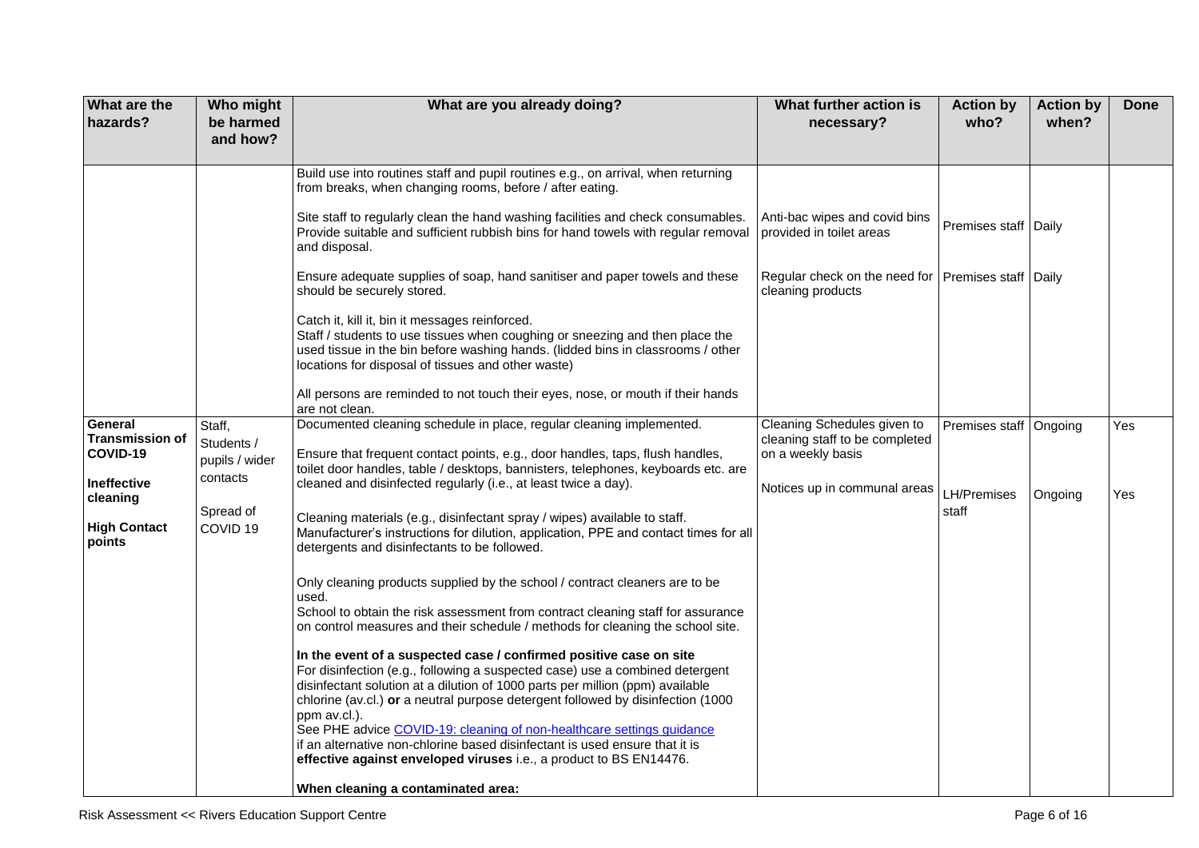| What are the hazards? | Who might be harmed and how? | What are you already doing? | What further action is necessary? | Action by who? | Action by when? | Done |
|---|---|---|---|---|---|---|
| | | Build use into routines staff and pupil routines e.g., on arrival, when returning from breaks, when changing rooms, before / after eating.<br><br>Site staff to regularly clean the hand washing facilities and check consumables. Provide suitable and sufficient rubbish bins for hand towels with regular removal and disposal.<br><br>Ensure adequate supplies of soap, hand sanitiser and paper towels and these should be securely stored.<br><br>Catch it, kill it, bin it messages reinforced.<br>Staff / students to use tissues when coughing or sneezing and then place the used tissue in the bin before washing hands. (lidded bins in classrooms / other locations for disposal of tissues and other waste)<br><br>All persons are reminded to not touch their eyes, nose, or mouth if their hands are not clean. | Anti-bac wipes and covid bins provided in toilet areas<br><br>Regular check on the need for cleaning products | Premises staff<br><br>Premises staff | Daily<br><br>Daily | |
| **General Transmission of COVID-19**<br><br>**Ineffective cleaning**<br><br>**High Contact points** | Staff, Students / pupils / wider contacts<br><br>Spread of COVID 19 | Documented cleaning schedule in place, regular cleaning implemented.<br><br>Ensure that frequent contact points, e.g., door handles, taps, flush handles, toilet door handles, table / desktops, bannisters, telephones, keyboards etc. are cleaned and disinfected regularly (i.e., at least twice a day).<br><br>Cleaning materials (e.g., disinfectant spray / wipes) available to staff. Manufacturer's instructions for dilution, application, PPE and contact times for all detergents and disinfectants to be followed.<br><br>Only cleaning products supplied by the school / contract cleaners are to be used.<br>School to obtain the risk assessment from contract cleaning staff for assurance on control measures and their schedule / methods for cleaning the school site.<br><br>**In the event of a suspected case / confirmed positive case on site**<br>For disinfection (e.g., following a suspected case) use a combined detergent disinfectant solution at a dilution of 1000 parts per million (ppm) available chlorine (av.cl.) **or** a neutral purpose detergent followed by disinfection (1000 ppm av.cl.).<br>See PHE advice [COVID-19: cleaning of non-healthcare settings guidance]()<br>if an alternative non-chlorine based disinfectant is used ensure that it is **effective against enveloped viruses** i.e., a product to BS EN14476.<br><br>**When cleaning a contaminated area:** | Cleaning Schedules given to cleaning staff to be completed on a weekly basis<br><br>Notices up in communal areas | Premises staff<br><br>LH/Premises staff | Ongoing<br><br>Ongoing | Yes<br><br>Yes |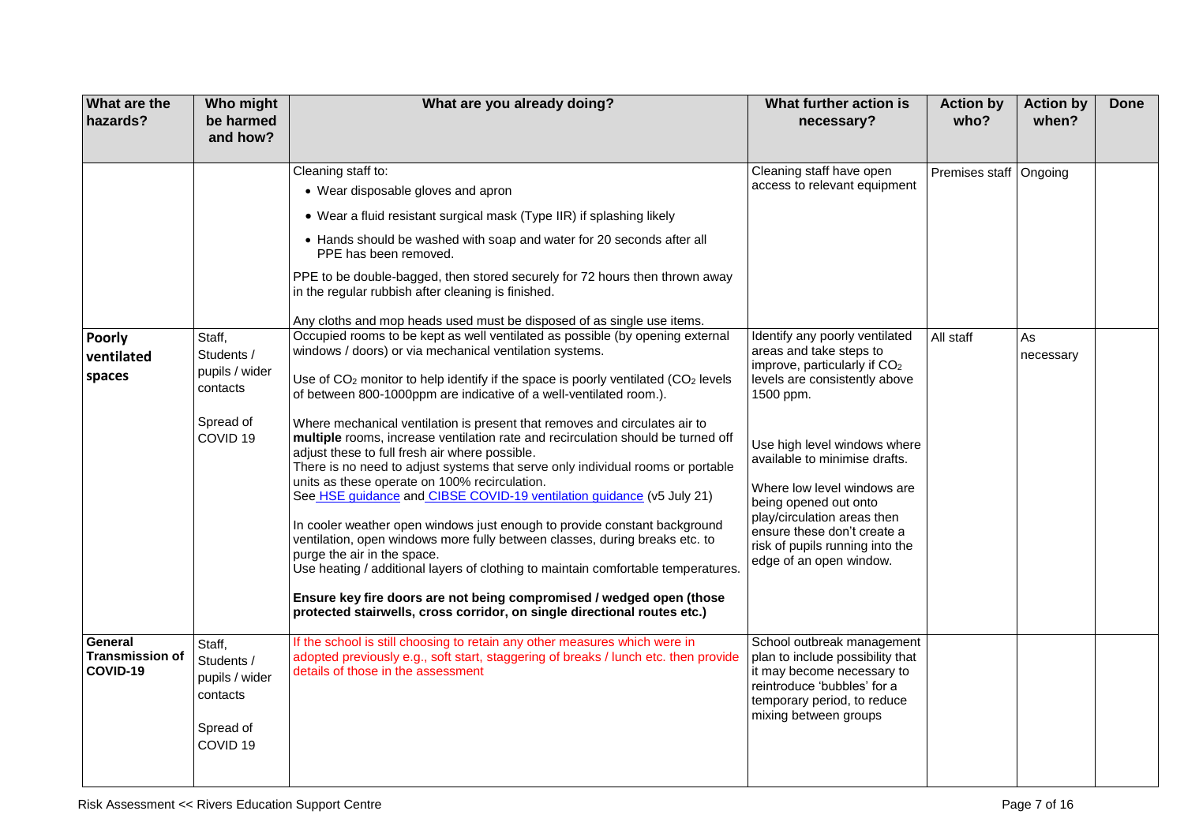| What are the hazards? | Who might be harmed and how? | What are you already doing? | What further action is necessary? | Action by who? | Action by when? | Done |
|---|---|---|---|---|---|---|
| | | Cleaning staff to:<br>• Wear disposable gloves and apron<br>• Wear a fluid resistant surgical mask (Type IIR) if splashing likely<br>• Hands should be washed with soap and water for 20 seconds after all PPE has been removed.<br><br>PPE to be double-bagged, then stored securely for 72 hours then thrown away in the regular rubbish after cleaning is finished.<br><br>Any cloths and mop heads used must be disposed of as single use items. | Cleaning staff have open access to relevant equipment | Premises staff | Ongoing | |
| **Poorly ventilated spaces** | Staff, Students / pupils / wider contacts<br><br>Spread of COVID 19 | Occupied rooms to be kept as well ventilated as possible (by opening external windows / doors) or via mechanical ventilation systems.<br><br>Use of $CO_2$ monitor to help identify if the space is poorly ventilated ($CO_2$ levels of between 800-1000ppm are indicative of a well-ventilated room.).<br><br>Where mechanical ventilation is present that removes and circulates air to **multiple** rooms, increase ventilation rate and recirculation should be turned off adjust these to full fresh air where possible.<br>There is no need to adjust systems that serve only individual rooms or portable units as these operate on 100% recirculation.<br>See HSE guidance and CIBSE COVID-19 ventilation guidance (v5 July 21)<br><br>In cooler weather open windows just enough to provide constant background ventilation, open windows more fully between classes, during breaks etc. to purge the air in the space.<br>Use heating / additional layers of clothing to maintain comfortable temperatures.<br><br>**Ensure key fire doors are not being compromised / wedged open (those protected stairwells, cross corridor, on single directional routes etc.)** | Identify any poorly ventilated areas and take steps to improve, particularly if $CO_2$ levels are consistently above 1500 ppm.<br><br>Use high level windows where available to minimise drafts.<br><br>Where low level windows are being opened out onto play/circulation areas then ensure these don't create a risk of pupils running into the edge of an open window. | All staff | As necessary | |
| **General Transmission of COVID-19** | Staff, Students / pupils / wider contacts<br><br>Spread of COVID 19 | If the school is still choosing to retain any other measures which were in adopted previously e.g., soft start, staggering of breaks / lunch etc. then provide details of those in the assessment | School outbreak management plan to include possibility that it may become necessary to reintroduce 'bubbles' for a temporary period, to reduce mixing between groups | | | |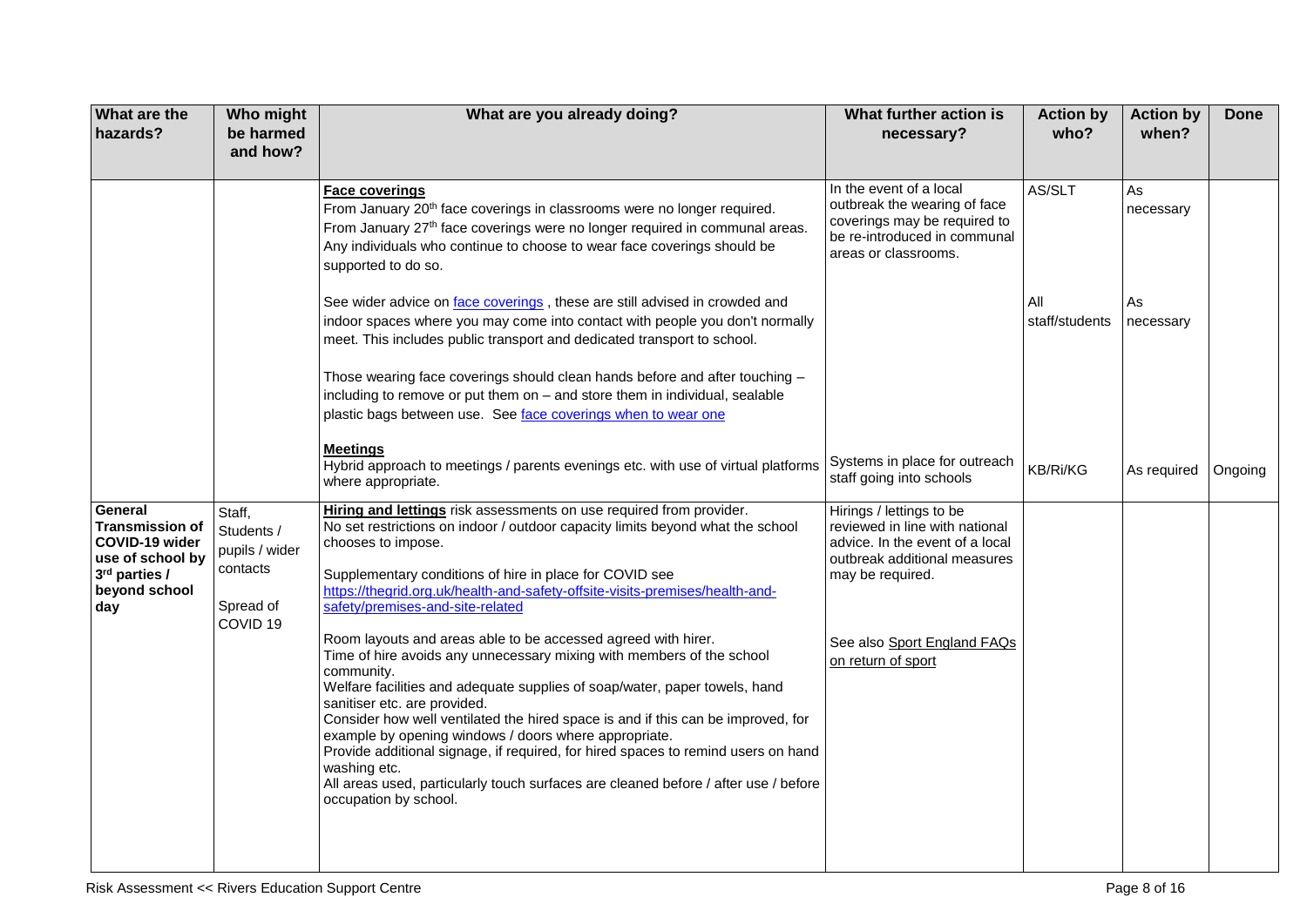| What are the hazards? | Who might be harmed and how? | What are you already doing? | What further action is necessary? | Action by who? | Action by when? | Done |
|---|---|---|---|---|---|---|
| | | **Face coverings**<br>From January 20th face coverings in classrooms were no longer required.<br>From January 27th face coverings were no longer required in communal areas.<br>Any individuals who continue to choose to wear face coverings should be supported to do so. | In the event of a local outbreak the wearing of face coverings may be required to be re-introduced in communal areas or classrooms. | AS/SLT | As necessary | |
| | | See wider advice on face coverings , these are still advised in crowded and indoor spaces where you may come into contact with people you don't normally meet. This includes public transport and dedicated transport to school.<br><br>Those wearing face coverings should clean hands before and after touching – including to remove or put them on – and store them in individual, sealable plastic bags between use. See face coverings when to wear one | | All staff/students | As necessary | |
| | | **Meetings**<br>Hybrid approach to meetings / parents evenings etc. with use of virtual platforms where appropriate. | Systems in place for outreach staff going into schools | KB/Ri/KG | As required | Ongoing |
| **General Transmission of COVID-19 wider use of school by 3rd parties / beyond school day** | Staff, Students / pupils / wider contacts<br><br>Spread of COVID 19 | **Hiring and lettings** risk assessments on use required from provider.<br>No set restrictions on indoor / outdoor capacity limits beyond what the school chooses to impose.<br><br>Supplementary conditions of hire in place for COVID see https://thegrid.org.uk/health-and-safety-offsite-visits-premises/health-and-safety/premises-and-site-related<br><br>Room layouts and areas able to be accessed agreed with hirer.<br>Time of hire avoids any unnecessary mixing with members of the school community.<br>Welfare facilities and adequate supplies of soap/water, paper towels, hand sanitiser etc. are provided.<br>Consider how well ventilated the hired space is and if this can be improved, for example by opening windows / doors where appropriate.<br>Provide additional signage, if required, for hired spaces to remind users on hand washing etc.<br>All areas used, particularly touch surfaces are cleaned before / after use / before occupation by school. | Hirings / lettings to be reviewed in line with national advice. In the event of a local outbreak additional measures may be required.<br><br>See also Sport England FAQs on return of sport | | | |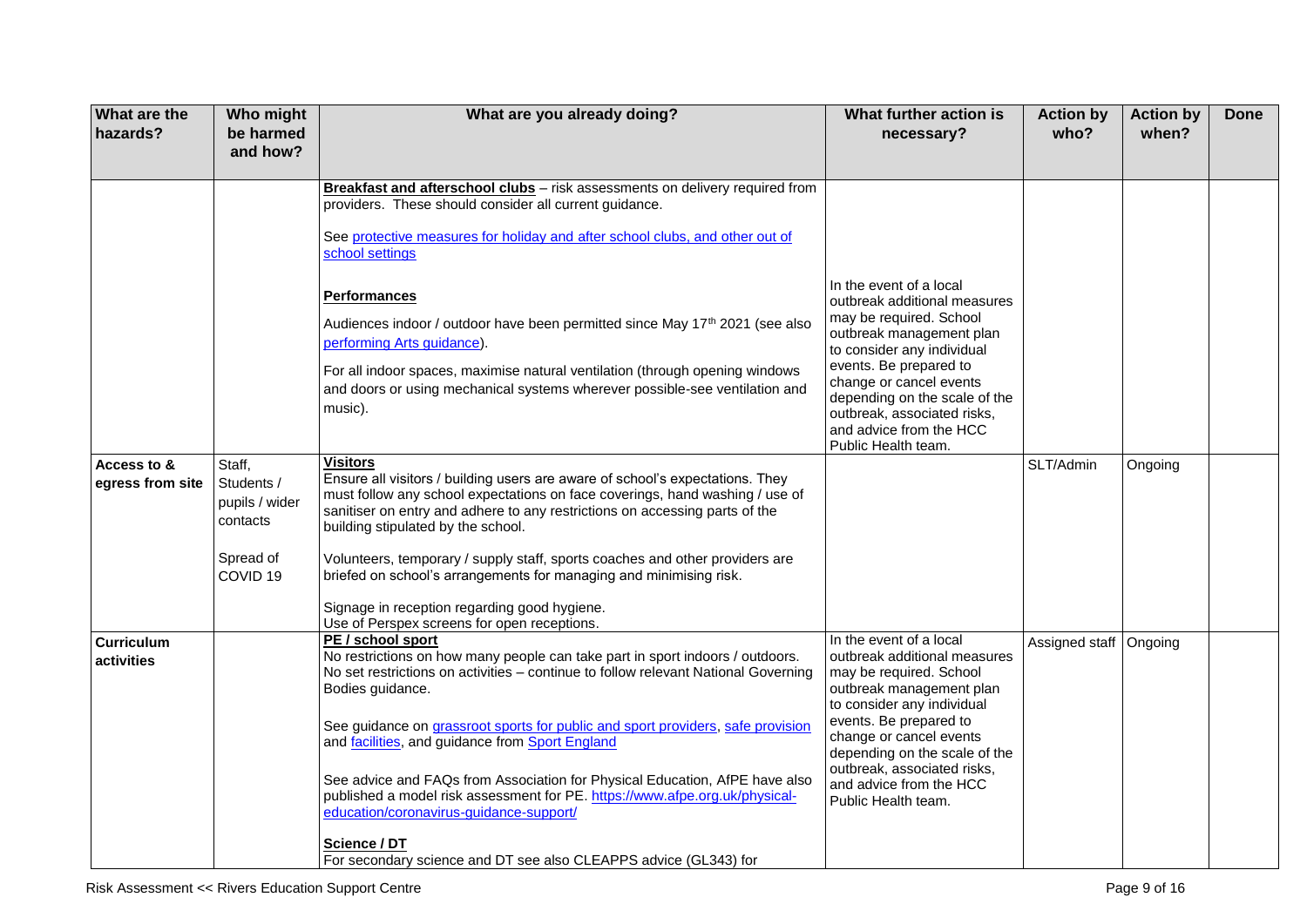| What are the hazards? | Who might be harmed and how? | What are you already doing? | What further action is necessary? | Action by who? | Action by when? | Done |
|---|---|---|---|---|---|---|
| | | **Breakfast and afterschool clubs** – risk assessments on delivery required from providers. These should consider all current guidance.<br><br>See [protective measures for holiday and after school clubs, and other out of school settings]()<br><br>**Performances**<br><br>Audiences indoor / outdoor have been permitted since May 17th 2021 (see also [performing Arts guidance]()).<br><br>For all indoor spaces, maximise natural ventilation (through opening windows and doors or using mechanical systems wherever possible-see ventilation and music). | In the event of a local outbreak additional measures may be required. School outbreak management plan to consider any individual events. Be prepared to change or cancel events depending on the scale of the outbreak, associated risks, and advice from the HCC Public Health team. | | | |
| **Access to & egress from site** | Staff, Students / pupils / wider contacts<br><br>Spread of COVID 19 | **Visitors**<br>Ensure all visitors / building users are aware of school's expectations. They must follow any school expectations on face coverings, hand washing / use of sanitiser on entry and adhere to any restrictions on accessing parts of the building stipulated by the school.<br><br>Volunteers, temporary / supply staff, sports coaches and other providers are briefed on school's arrangements for managing and minimising risk.<br><br>Signage in reception regarding good hygiene.<br>Use of Perspex screens for open receptions. | | SLT/Admin | Ongoing | |
| **Curriculum activities** | | **PE / school sport**<br>No restrictions on how many people can take part in sport indoors / outdoors. No set restrictions on activities – continue to follow relevant National Governing Bodies guidance.<br><br>See guidance on [grassroot sports for public and sport providers](), [safe provision]() and [facilities](), and guidance from [Sport England]()<br><br>See advice and FAQs from Association for Physical Education, AfPE have also published a model risk assessment for PE. [https://www.afpe.org.uk/physical-education/coronavirus-guidance-support/](https://www.afpe.org.uk/physical-education/coronavirus-guidance-support/)<br><br>**Science / DT**<br>For secondary science and DT see also CLEAPPS advice (GL343) for | In the event of a local outbreak additional measures may be required. School outbreak management plan to consider any individual events. Be prepared to change or cancel events depending on the scale of the outbreak, associated risks, and advice from the HCC Public Health team. | Assigned staff | Ongoing | |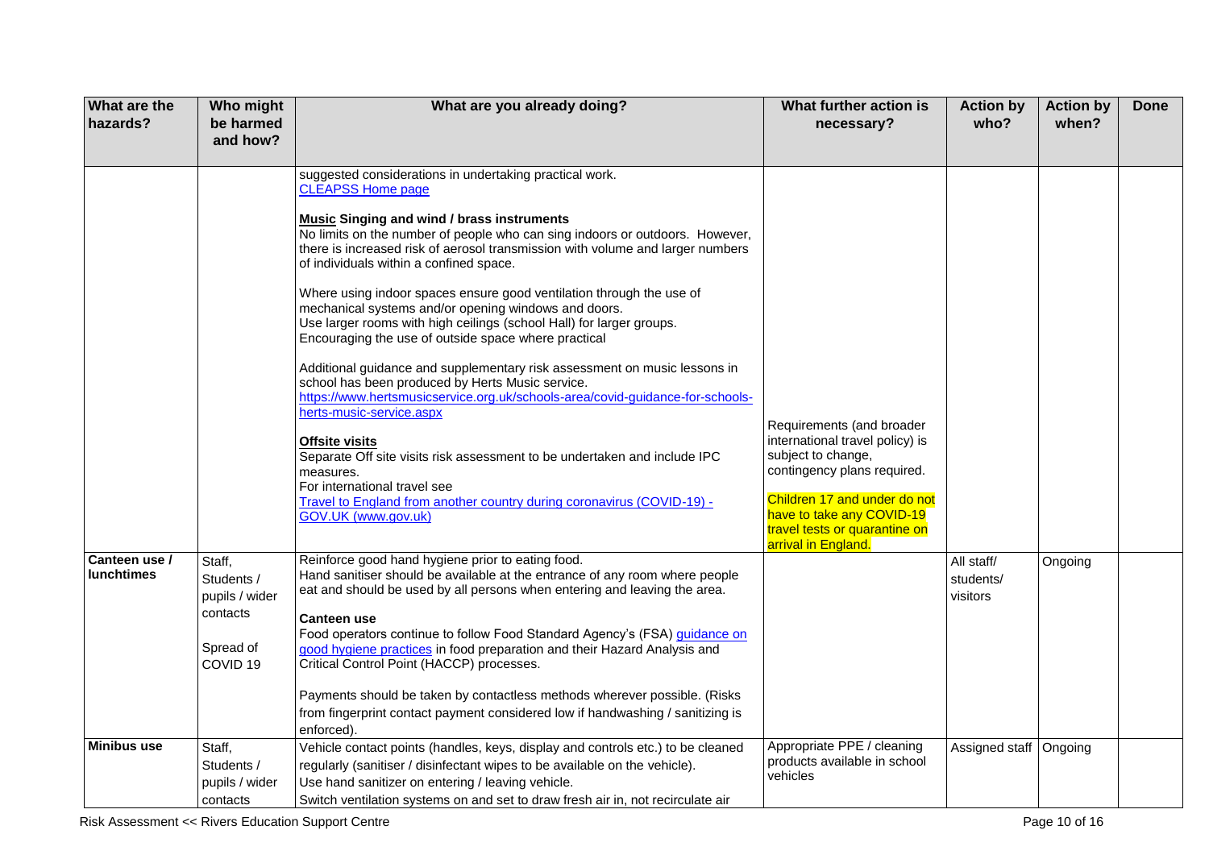| What are the hazards? | Who might be harmed and how? | What are you already doing? | What further action is necessary? | Action by who? | Action by when? | Done |
|---|---|---|---|---|---|---|
| | | suggested considerations in undertaking practical work.<br>[CLEAPSS Home page](#)<br><br>**Music Singing and wind / brass instruments**<br>No limits on the number of people who can sing indoors or outdoors. However, there is increased risk of aerosol transmission with volume and larger numbers of individuals within a confined space.<br><br>Where using indoor spaces ensure good ventilation through the use of mechanical systems and/or opening windows and doors.<br>Use larger rooms with high ceilings (school Hall) for larger groups.<br>Encouraging the use of outside space where practical<br><br>Additional guidance and supplementary risk assessment on music lessons in school has been produced by Herts Music service.<br>https://www.hertsmusicservice.org.uk/schools-area/covid-guidance-for-schools-herts-music-service.aspx<br><br>**Offsite visits**<br>Separate Off site visits risk assessment to be undertaken and include IPC measures.<br>For international travel see<br>[Travel to England from another country during coronavirus (COVID-19) - GOV.UK (www.gov.uk)](#) | Requirements (and broader international travel policy) is subject to change, contingency plans required.<br><br>Children 17 and under do not have to take any COVID-19 travel tests or quarantine on arrival in England. | | | |
| **Canteen use / lunchtimes** | Staff, Students / pupils / wider contacts<br><br>Spread of COVID 19 | Reinforce good hand hygiene prior to eating food.<br>Hand sanitiser should be available at the entrance of any room where people eat and should be used by all persons when entering and leaving the area.<br><br>**Canteen use**<br>Food operators continue to follow Food Standard Agency's (FSA) [guidance on good hygiene practices](#) in food preparation and their Hazard Analysis and Critical Control Point (HACCP) processes.<br><br>Payments should be taken by contactless methods wherever possible. (Risks from fingerprint contact payment considered low if handwashing / sanitizing is enforced). | | All staff/ students/ visitors | Ongoing | |
| **Minibus use** | Staff, Students / pupils / wider contacts | Vehicle contact points (handles, keys, display and controls etc.) to be cleaned regularly (sanitiser / disinfectant wipes to be available on the vehicle).<br>Use hand sanitizer on entering / leaving vehicle.<br>Switch ventilation systems on and set to draw fresh air in, not recirculate air | Appropriate PPE / cleaning products available in school vehicles | Assigned staff | Ongoing | |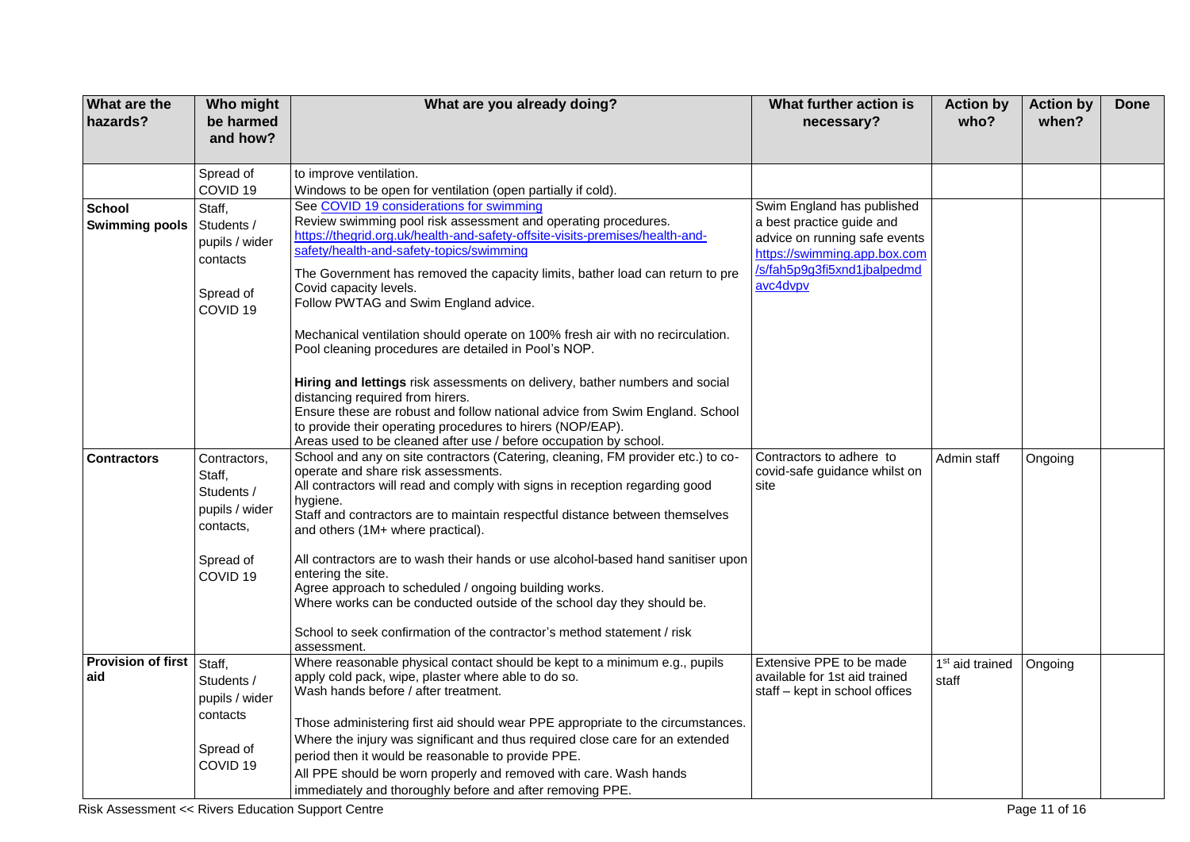| What are the hazards? | Who might be harmed and how? | What are you already doing? | What further action is necessary? | Action by who? | Action by when? | Done |
|---|---|---|---|---|---|---|
| | Spread of COVID 19 | to improve ventilation.<br>Windows to be open for ventilation (open partially if cold). | | | | |
| **School Swimming pools** | Staff, Students / pupils / wider contacts<br><br>Spread of COVID 19 | See COVID 19 considerations for swimming<br>Review swimming pool risk assessment and operating procedures. https://thegrid.org.uk/health-and-safety-offsite-visits-premises/health-and-safety/health-and-safety-topics/swimming<br>The Government has removed the capacity limits, bather load can return to pre Covid capacity levels.<br>Follow PWTAG and Swim England advice.<br><br>Mechanical ventilation should operate on 100% fresh air with no recirculation.<br>Pool cleaning procedures are detailed in Pool's NOP.<br><br>**Hiring and lettings** risk assessments on delivery, bather numbers and social distancing required from hirers.<br>Ensure these are robust and follow national advice from Swim England. School to provide their operating procedures to hirers (NOP/EAP).<br>Areas used to be cleaned after use / before occupation by school. | Swim England has published a best practice guide and advice on running safe events https://swimming.app.box.com/s/fah5p9g3fi5xnd1jbalpedmdavc4dvpv | | | |
| **Contractors** | Contractors, Staff, Students / pupils / wider contacts,<br><br>Spread of COVID 19 | School and any on site contractors (Catering, cleaning, FM provider etc.) to co-operate and share risk assessments.<br>All contractors will read and comply with signs in reception regarding good hygiene.<br>Staff and contractors are to maintain respectful distance between themselves and others (1M+ where practical).<br><br>All contractors are to wash their hands or use alcohol-based hand sanitiser upon entering the site.<br>Agree approach to scheduled / ongoing building works.<br>Where works can be conducted outside of the school day they should be.<br><br>School to seek confirmation of the contractor's method statement / risk assessment. | Contractors to adhere to covid-safe guidance whilst on site | Admin staff | Ongoing | |
| **Provision of first aid** | Staff, Students / pupils / wider contacts<br><br>Spread of COVID 19 | Where reasonable physical contact should be kept to a minimum e.g., pupils apply cold pack, wipe, plaster where able to do so.<br>Wash hands before / after treatment.<br><br>Those administering first aid should wear PPE appropriate to the circumstances.<br>Where the injury was significant and thus required close care for an extended period then it would be reasonable to provide PPE.<br>All PPE should be worn properly and removed with care. Wash hands immediately and thoroughly before and after removing PPE. | Extensive PPE to be made available for 1st aid trained staff – kept in school offices | 1st aid trained staff | Ongoing | |

Risk Assessment << Rivers Education Support Centre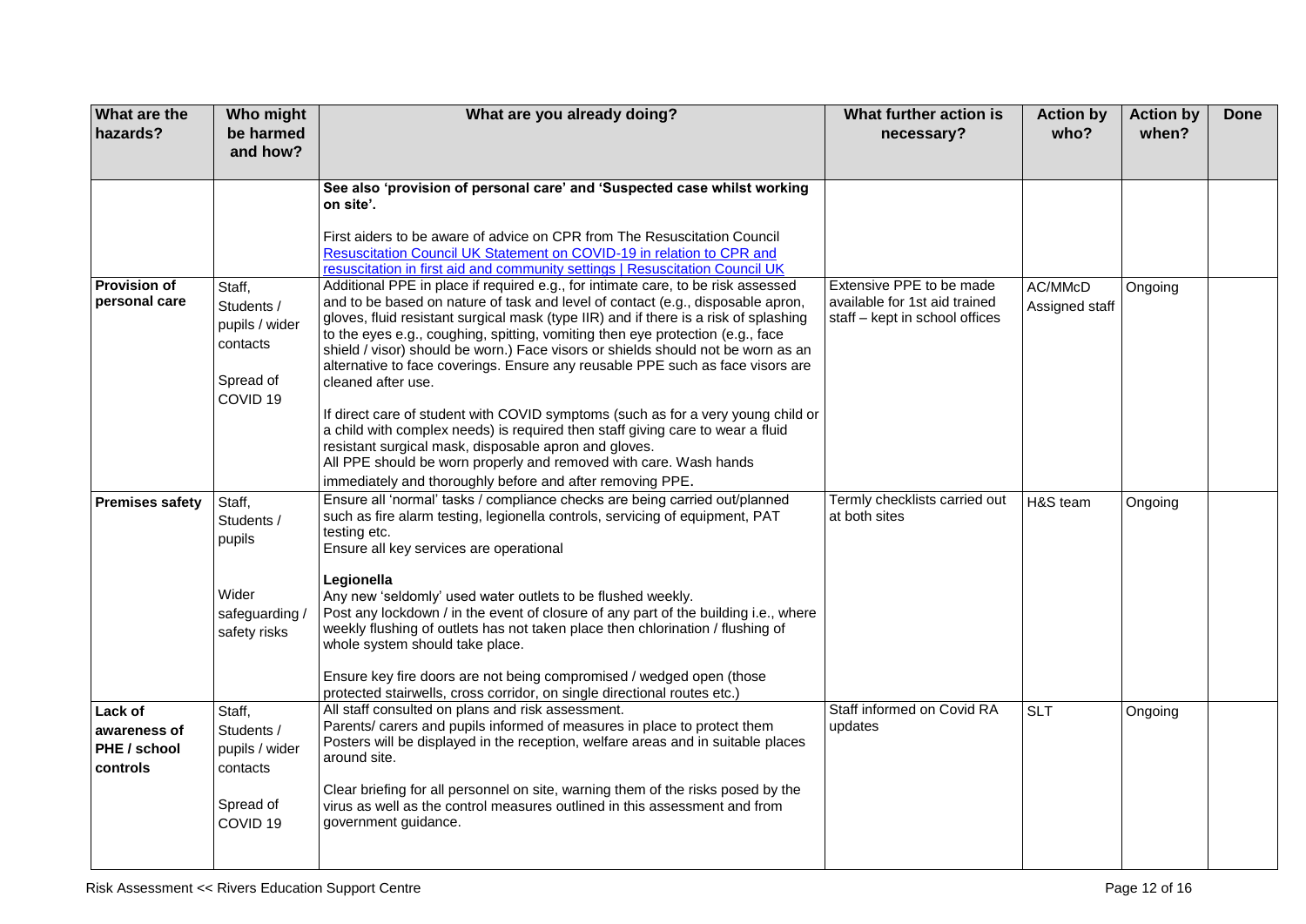| What are the hazards? | Who might be harmed and how? | What are you already doing? | What further action is necessary? | Action by who? | Action by when? | Done |
|---|---|---|---|---|---|---|
| | | **See also 'provision of personal care' and 'Suspected case whilst working on site'.**<br><br>First aiders to be aware of advice on CPR from The Resuscitation Council [Resuscitation Council UK Statement on COVID-19 in relation to CPR and resuscitation in first aid and community settings \| Resuscitation Council UK](#) | | | | |
| **Provision of personal care** | Staff, Students / pupils / wider contacts<br><br>Spread of COVID 19 | Additional PPE in place if required e.g., for intimate care, to be risk assessed and to be based on nature of task and level of contact (e.g., disposable apron, gloves, fluid resistant surgical mask (type IIR) and if there is a risk of splashing to the eyes e.g., coughing, spitting, vomiting then eye protection (e.g., face shield / visor) should be worn.) Face visors or shields should not be worn as an alternative to face coverings. Ensure any reusable PPE such as face visors are cleaned after use.<br><br>If direct care of student with COVID symptoms (such as for a very young child or a child with complex needs) is required then staff giving care to wear a fluid resistant surgical mask, disposable apron and gloves.<br>All PPE should be worn properly and removed with care. Wash hands immediately and thoroughly before and after removing PPE. | Extensive PPE to be made available for 1st aid trained staff – kept in school offices | AC/MMcD Assigned staff | Ongoing | |
| **Premises safety** | Staff, Students / pupils<br><br>Wider safeguarding / safety risks | Ensure all 'normal' tasks / compliance checks are being carried out/planned such as fire alarm testing, legionella controls, servicing of equipment, PAT testing etc.<br>Ensure all key services are operational<br><br>**Legionella**<br>Any new 'seldomly' used water outlets to be flushed weekly.<br>Post any lockdown / in the event of closure of any part of the building i.e., where weekly flushing of outlets has not taken place then chlorination / flushing of whole system should take place.<br><br>Ensure key fire doors are not being compromised / wedged open (those protected stairwells, cross corridor, on single directional routes etc.) | Termly checklists carried out at both sites | H&S team | Ongoing | |
| **Lack of awareness of PHE / school controls** | Staff, Students / pupils / wider contacts<br><br>Spread of COVID 19 | All staff consulted on plans and risk assessment.<br>Parents/ carers and pupils informed of measures in place to protect them<br>Posters will be displayed in the reception, welfare areas and in suitable places around site.<br><br>Clear briefing for all personnel on site, warning them of the risks posed by the virus as well as the control measures outlined in this assessment and from government guidance. | Staff informed on Covid RA updates | SLT | Ongoing | |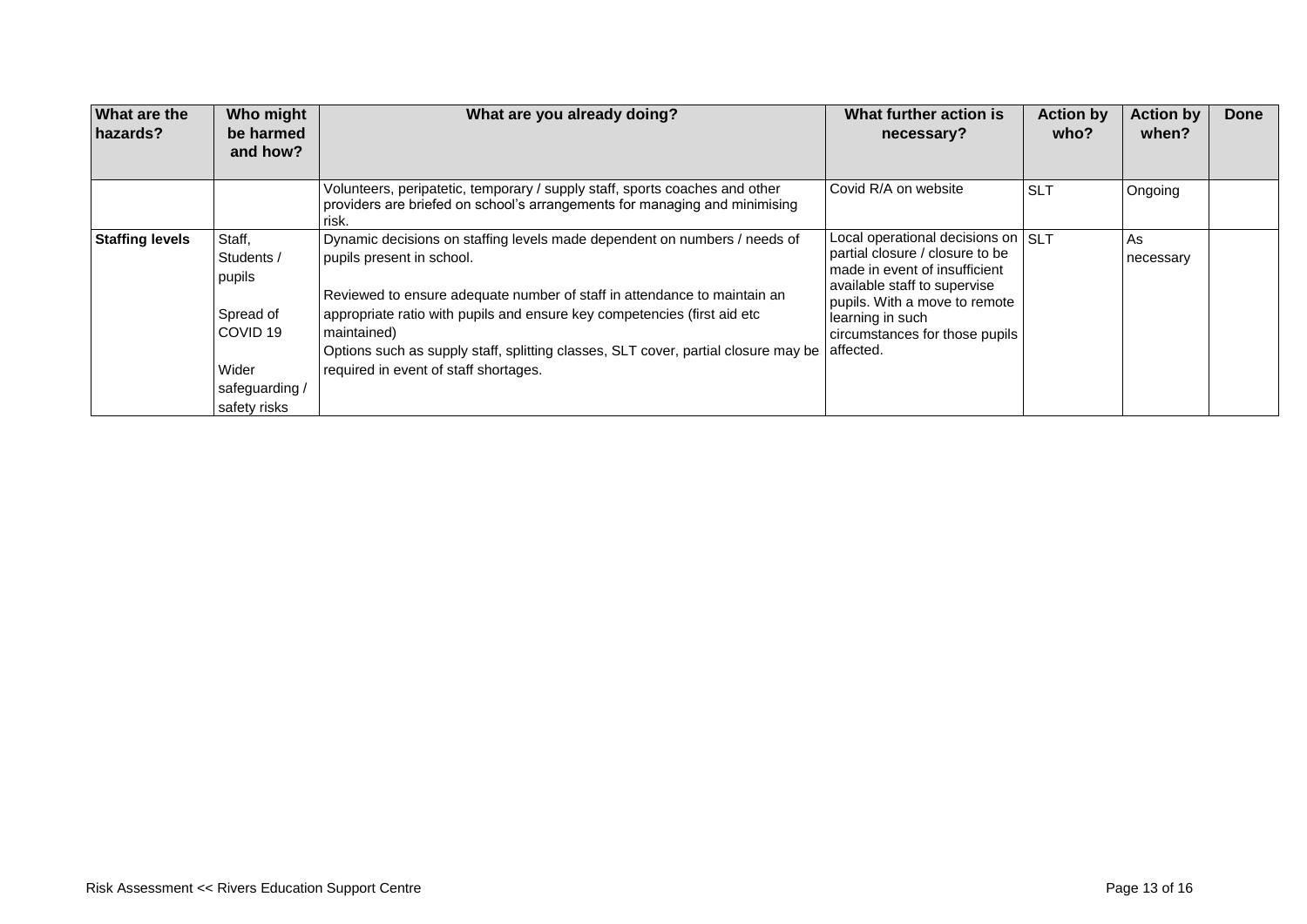| What are the hazards? | Who might be harmed and how? | What are you already doing? | What further action is necessary? | Action by who? | Action by when? | Done |
|---|---|---|---|---|---|---|
| | | Volunteers, peripatetic, temporary / supply staff, sports coaches and other providers are briefed on school's arrangements for managing and minimising risk. | Covid R/A on website | SLT | Ongoing | |
| **Staffing levels** | Staff, Students / pupils<br><br>Spread of COVID 19<br><br>Wider safeguarding / safety risks | Dynamic decisions on staffing levels made dependent on numbers / needs of pupils present in school.<br><br>Reviewed to ensure adequate number of staff in attendance to maintain an appropriate ratio with pupils and ensure key competencies (first aid etc maintained)<br>Options such as supply staff, splitting classes, SLT cover, partial closure may be required in event of staff shortages. | Local operational decisions on partial closure / closure to be made in event of insufficient available staff to supervise pupils. With a move to remote learning in such circumstances for those pupils affected. | SLT | As necessary | |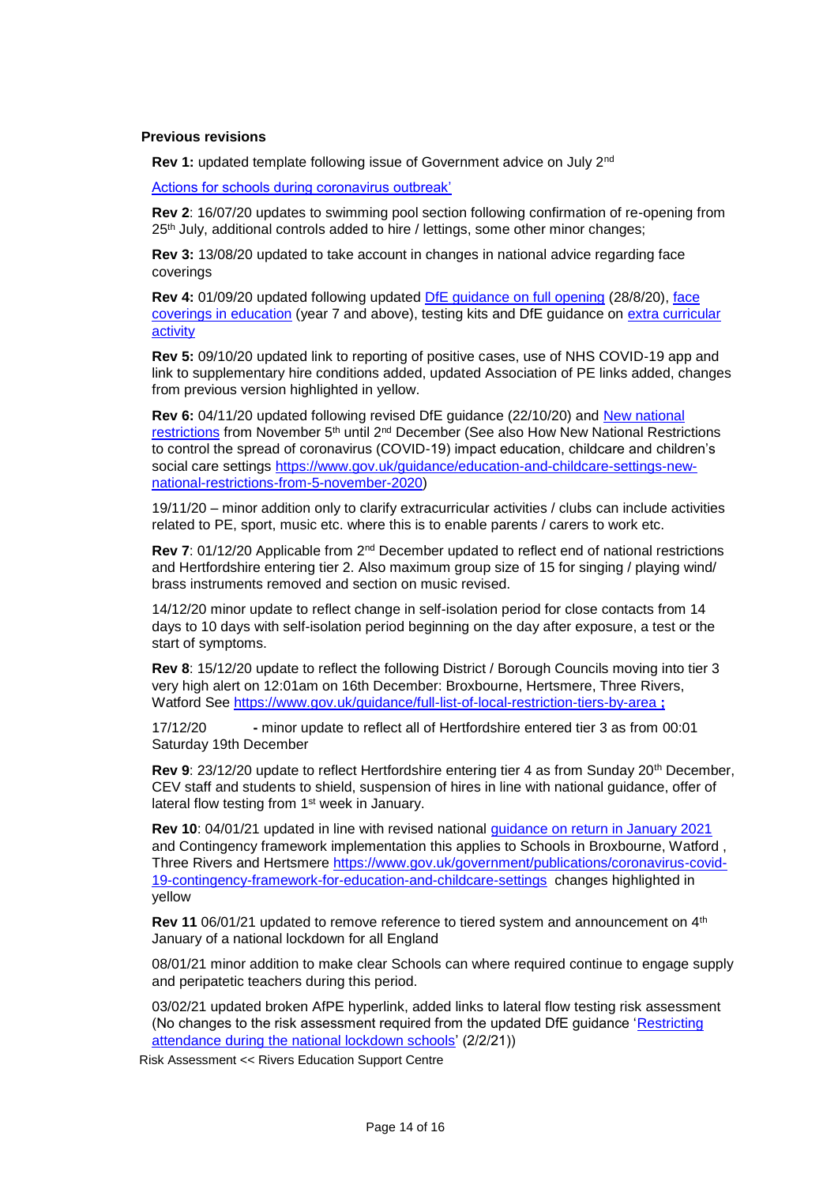**Previous revisions**

**Rev 1:** updated template following issue of Government advice on July 2nd

[Actions for schools during coronavirus outbreak’]

**Rev 2**: 16/07/20 updates to swimming pool section following confirmation of re-opening from 25th July, additional controls added to hire / lettings, some other minor changes;

**Rev 3:** 13/08/20 updated to take account in changes in national advice regarding face coverings

**Rev 4:** 01/09/20 updated following updated DfE guidance on full opening (28/8/20), face coverings in education (year 7 and above), testing kits and DfE guidance on extra curricular activity

**Rev 5:** 09/10/20 updated link to reporting of positive cases, use of NHS COVID-19 app and link to supplementary hire conditions added, updated Association of PE links added, changes from previous version highlighted in yellow.

**Rev 6:** 04/11/20 updated following revised DfE guidance (22/10/20) and New national restrictions from November 5th until 2nd December (See also How New National Restrictions to control the spread of coronavirus (COVID-19) impact education, childcare and children’s social care settings https://www.gov.uk/guidance/education-and-childcare-settings-new-national-restrictions-from-5-november-2020)

19/11/20 – minor addition only to clarify extracurricular activities / clubs can include activities related to PE, sport, music etc. where this is to enable parents / carers to work etc.

**Rev 7**: 01/12/20 Applicable from 2nd December updated to reflect end of national restrictions and Hertfordshire entering tier 2. Also maximum group size of 15 for singing / playing wind/ brass instruments removed and section on music revised.

14/12/20 minor update to reflect change in self-isolation period for close contacts from 14 days to 10 days with self-isolation period beginning on the day after exposure, a test or the start of symptoms.

**Rev 8**: 15/12/20 update to reflect the following District / Borough Councils moving into tier 3 very high alert on 12:01am on 16th December: Broxbourne, Hertsmere, Three Rivers, Watford See https://www.gov.uk/guidance/full-list-of-local-restriction-tiers-by-area **;**

17/12/20 **-** minor update to reflect all of Hertfordshire entered tier 3 as from 00:01 Saturday 19th December

**Rev 9**: 23/12/20 update to reflect Hertfordshire entering tier 4 as from Sunday 20th December, CEV staff and students to shield, suspension of hires in line with national guidance, offer of lateral flow testing from 1st week in January.

**Rev 10**: 04/01/21 updated in line with revised national guidance on return in January 2021 and Contingency framework implementation this applies to Schools in Broxbourne, Watford , Three Rivers and Hertsmere https://www.gov.uk/government/publications/coronavirus-covid-19-contingency-framework-for-education-and-childcare-settings changes highlighted in yellow

**Rev 11** 06/01/21 updated to remove reference to tiered system and announcement on 4th January of a national lockdown for all England

08/01/21 minor addition to make clear Schools can where required continue to engage supply and peripatetic teachers during this period.

03/02/21 updated broken AfPE hyperlink, added links to lateral flow testing risk assessment (No changes to the risk assessment required from the updated DfE guidance ‘Restricting attendance during the national lockdown schools’ (2/2/21))

Risk Assessment << Rivers Education Support Centre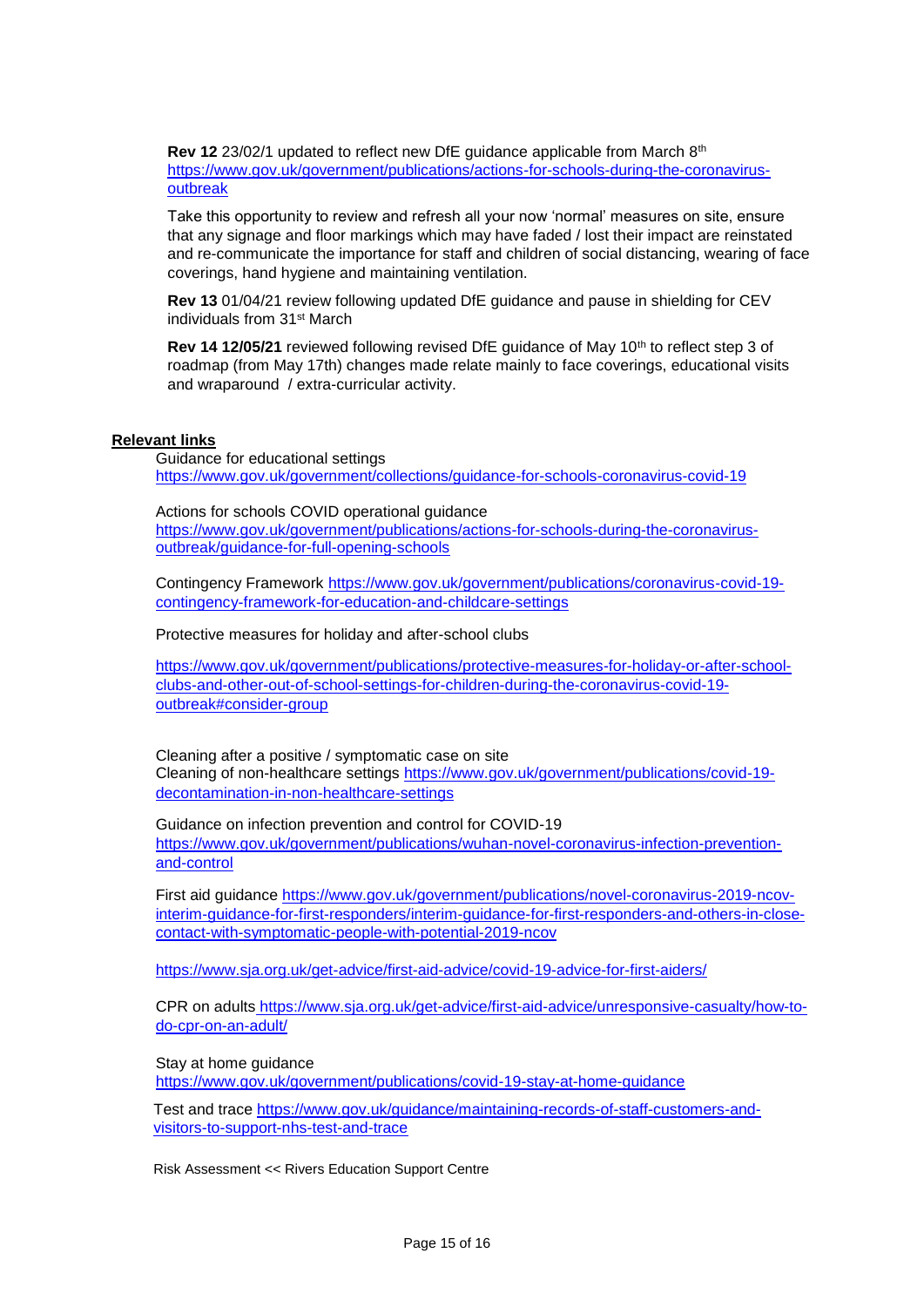**Rev 12** 23/02/1 updated to reflect new DfE guidance applicable from March 8th
https://www.gov.uk/government/publications/actions-for-schools-during-the-coronavirus-outbreak

Take this opportunity to review and refresh all your now 'normal' measures on site, ensure that any signage and floor markings which may have faded / lost their impact are reinstated and re-communicate the importance for staff and children of social distancing, wearing of face coverings, hand hygiene and maintaining ventilation.

**Rev 13** 01/04/21 review following updated DfE guidance and pause in shielding for CEV individuals from 31st March

**Rev 14 12/05/21** reviewed following revised DfE guidance of May 10th to reflect step 3 of roadmap (from May 17th) changes made relate mainly to face coverings, educational visits and wraparound / extra-curricular activity.

**Relevant links**

Guidance for educational settings
https://www.gov.uk/government/collections/guidance-for-schools-coronavirus-covid-19

Actions for schools COVID operational guidance
https://www.gov.uk/government/publications/actions-for-schools-during-the-coronavirus-outbreak/guidance-for-full-opening-schools

Contingency Framework https://www.gov.uk/government/publications/coronavirus-covid-19-contingency-framework-for-education-and-childcare-settings

Protective measures for holiday and after-school clubs

https://www.gov.uk/government/publications/protective-measures-for-holiday-or-after-school-clubs-and-other-out-of-school-settings-for-children-during-the-coronavirus-covid-19-outbreak#consider-group

Cleaning after a positive / symptomatic case on site
Cleaning of non-healthcare settings https://www.gov.uk/government/publications/covid-19-decontamination-in-non-healthcare-settings

Guidance on infection prevention and control for COVID-19
https://www.gov.uk/government/publications/wuhan-novel-coronavirus-infection-prevention-and-control

First aid guidance https://www.gov.uk/government/publications/novel-coronavirus-2019-ncov-interim-guidance-for-first-responders/interim-guidance-for-first-responders-and-others-in-close-contact-with-symptomatic-people-with-potential-2019-ncov

https://www.sja.org.uk/get-advice/first-aid-advice/covid-19-advice-for-first-aiders/

CPR on adults https://www.sja.org.uk/get-advice/first-aid-advice/unresponsive-casualty/how-to-do-cpr-on-an-adult/

Stay at home guidance
https://www.gov.uk/government/publications/covid-19-stay-at-home-guidance

Test and trace https://www.gov.uk/guidance/maintaining-records-of-staff-customers-and-visitors-to-support-nhs-test-and-trace

Risk Assessment << Rivers Education Support Centre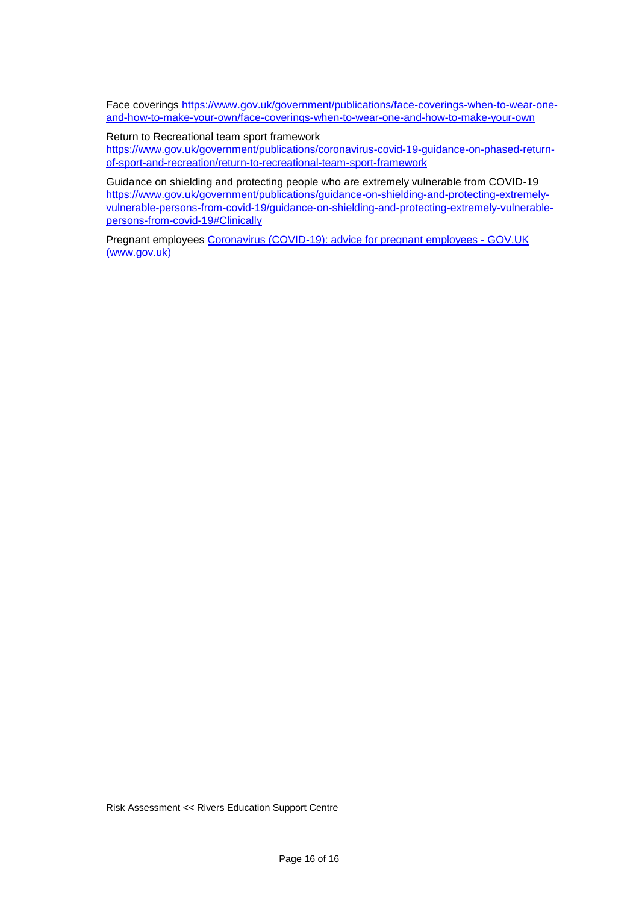Face coverings https://www.gov.uk/government/publications/face-coverings-when-to-wear-one-and-how-to-make-your-own/face-coverings-when-to-wear-one-and-how-to-make-your-own

Return to Recreational team sport framework
https://www.gov.uk/government/publications/coronavirus-covid-19-guidance-on-phased-return-of-sport-and-recreation/return-to-recreational-team-sport-framework

Guidance on shielding and protecting people who are extremely vulnerable from COVID-19
https://www.gov.uk/government/publications/guidance-on-shielding-and-protecting-extremely-vulnerable-persons-from-covid-19/guidance-on-shielding-and-protecting-extremely-vulnerable-persons-from-covid-19#Clinically

Pregnant employees Coronavirus (COVID-19): advice for pregnant employees - GOV.UK (www.gov.uk)